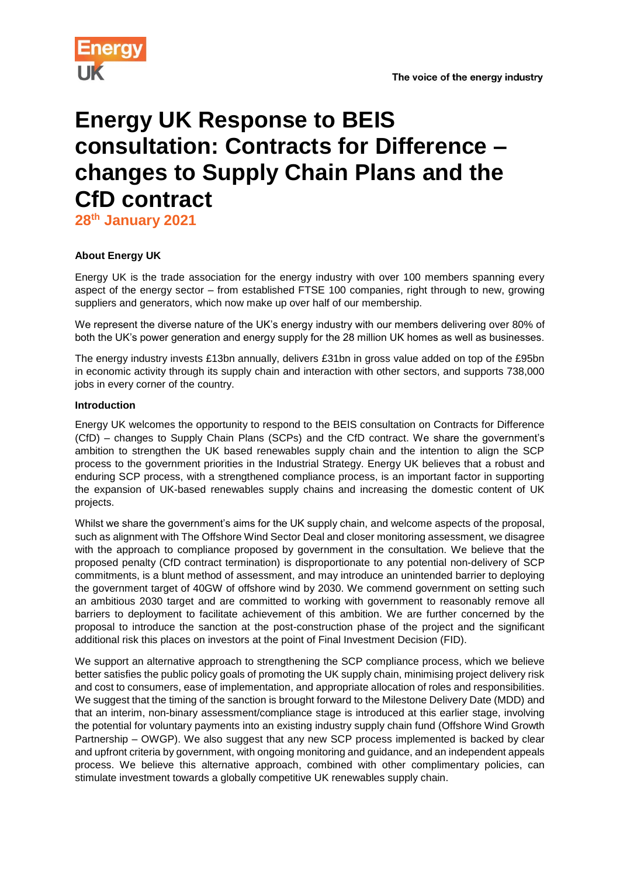# Energy UK Response to BEIS consultation: Contracts for Difference – changes to Supply Chain Plans and the CfD contract

**28th January 2021**

**About Energy UK**

Energy UK is the trade association for the energy industry with over 100 members spanning every aspect of the energy sector – from established FTSE 100 companies, right through to new, growing suppliers and generators, which now make up over half of our membership.

We represent the diverse nature of the UK's energy industry with our members delivering over 80% of both the UK's power generation and energy supply for the 28 million UK homes as well as businesses.

The energy industry invests £13bn annually, delivers £31bn in gross value added on top of the £95bn in economic activity through its supply chain and interaction with other sectors, and supports 738,000 jobs in every corner of the country.

**Introduction**

Energy UK welcomes the opportunity to respond to the BEIS consultation on Contracts for Difference (CfD) – changes to Supply Chain Plans (SCPs) and the CfD contract. We share the government's ambition to strengthen the UK based renewables supply chain and the intention to align the SCP process to the government priorities in the Industrial Strategy. Energy UK believes that a robust and enduring SCP process, with a strengthened compliance process, is an important factor in supporting the expansion of UK-based renewables supply chains and increasing the domestic content of UK projects.

Whilst we share the government's aims for the UK supply chain, and welcome aspects of the proposal, such as alignment with The Offshore Wind Sector Deal and closer monitoring assessment, we disagree with the approach to compliance proposed by government in the consultation. We believe that the proposed penalty (CfD contract termination) is disproportionate to any potential non-delivery of SCP commitments, is a blunt method of assessment, and may introduce an unintended barrier to deploying the government target of 40GW of offshore wind by 2030. We commend government on setting such an ambitious 2030 target and are committed to working with government to reasonably remove all barriers to deployment to facilitate achievement of this ambition. We are further concerned by the proposal to introduce the sanction at the post-construction phase of the project and the significant additional risk this places on investors at the point of Final Investment Decision (FID).

We support an alternative approach to strengthening the SCP compliance process, which we believe better satisfies the public policy goals of promoting the UK supply chain, minimising project delivery risk and cost to consumers, ease of implementation, and appropriate allocation of roles and responsibilities. We suggest that the timing of the sanction is brought forward to the Milestone Delivery Date (MDD) and that an interim, non-binary assessment/compliance stage is introduced at this earlier stage, involving the potential for voluntary payments into an existing industry supply chain fund (Offshore Wind Growth Partnership – OWGP). We also suggest that any new SCP process implemented is backed by clear and upfront criteria by government, with ongoing monitoring and guidance, and an independent appeals process. We believe this alternative approach, combined with other complimentary policies, can stimulate investment towards a globally competitive UK renewables supply chain.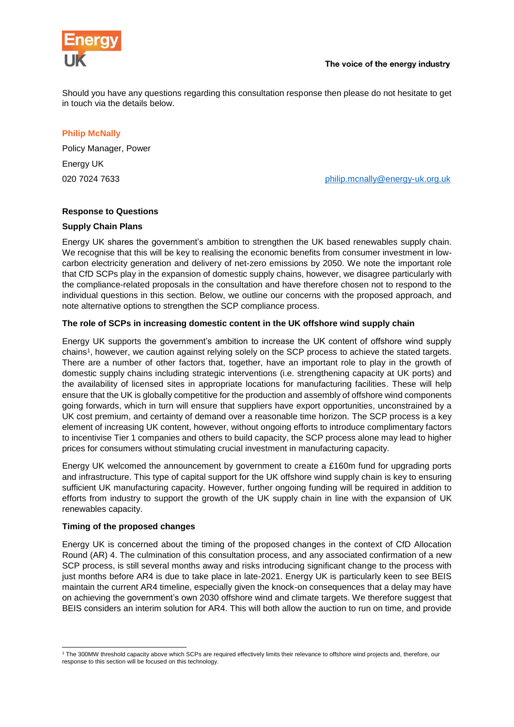Should you have any questions regarding this consultation response then please do not hesitate to get in touch via the details below.

**Philip McNally**

Policy Manager, Power

Energy UK

020 7024 7633

philip.mcnally@energy-uk.org.uk

**Response to Questions**

**Supply Chain Plans**

Energy UK shares the government's ambition to strengthen the UK based renewables supply chain. We recognise that this will be key to realising the economic benefits from consumer investment in low-carbon electricity generation and delivery of net-zero emissions by 2050. We note the important role that CfD SCPs play in the expansion of domestic supply chains, however, we disagree particularly with the compliance-related proposals in the consultation and have therefore chosen not to respond to the individual questions in this section. Below, we outline our concerns with the proposed approach, and note alternative options to strengthen the SCP compliance process.

**The role of SCPs in increasing domestic content in the UK offshore wind supply chain**

Energy UK supports the government's ambition to increase the UK content of offshore wind supply chains[1], however, we caution against relying solely on the SCP process to achieve the stated targets. There are a number of other factors that, together, have an important role to play in the growth of domestic supply chains including strategic interventions (i.e. strengthening capacity at UK ports) and the availability of licensed sites in appropriate locations for manufacturing facilities. These will help ensure that the UK is globally competitive for the production and assembly of offshore wind components going forwards, which in turn will ensure that suppliers have export opportunities, unconstrained by a UK cost premium, and certainty of demand over a reasonable time horizon. The SCP process is a key element of increasing UK content, however, without ongoing efforts to introduce complimentary factors to incentivise Tier 1 companies and others to build capacity, the SCP process alone may lead to higher prices for consumers without stimulating crucial investment in manufacturing capacity.

Energy UK welcomed the announcement by government to create a £160m fund for upgrading ports and infrastructure. This type of capital support for the UK offshore wind supply chain is key to ensuring sufficient UK manufacturing capacity. However, further ongoing funding will be required in addition to efforts from industry to support the growth of the UK supply chain in line with the expansion of UK renewables capacity.

**Timing of the proposed changes**

Energy UK is concerned about the timing of the proposed changes in the context of CfD Allocation Round (AR) 4. The culmination of this consultation process, and any associated confirmation of a new SCP process, is still several months away and risks introducing significant change to the process with just months before AR4 is due to take place in late-2021. Energy UK is particularly keen to see BEIS maintain the current AR4 timeline, especially given the knock-on consequences that a delay may have on achieving the government's own 2030 offshore wind and climate targets. We therefore suggest that BEIS considers an interim solution for AR4. This will both allow the auction to run on time, and provide

---

[1] The 300MW threshold capacity above which SCPs are required effectively limits their relevance to offshore wind projects and, therefore, our response to this section will be focused on this technology.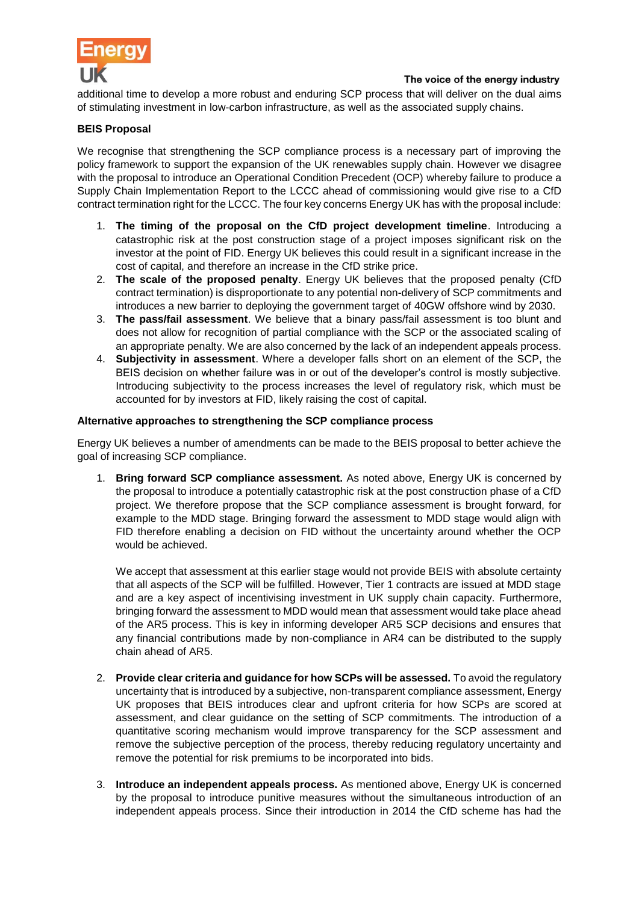additional time to develop a more robust and enduring SCP process that will deliver on the dual aims of stimulating investment in low-carbon infrastructure, as well as the associated supply chains.

**BEIS Proposal**

We recognise that strengthening the SCP compliance process is a necessary part of improving the policy framework to support the expansion of the UK renewables supply chain. However we disagree with the proposal to introduce an Operational Condition Precedent (OCP) whereby failure to produce a Supply Chain Implementation Report to the LCCC ahead of commissioning would give rise to a CfD contract termination right for the LCCC. The four key concerns Energy UK has with the proposal include:

1. **The timing of the proposal on the CfD project development timeline**. Introducing a catastrophic risk at the post construction stage of a project imposes significant risk on the investor at the point of FID. Energy UK believes this could result in a significant increase in the cost of capital, and therefore an increase in the CfD strike price.
2. **The scale of the proposed penalty**. Energy UK believes that the proposed penalty (CfD contract termination) is disproportionate to any potential non-delivery of SCP commitments and introduces a new barrier to deploying the government target of 40GW offshore wind by 2030.
3. **The pass/fail assessment**. We believe that a binary pass/fail assessment is too blunt and does not allow for recognition of partial compliance with the SCP or the associated scaling of an appropriate penalty. We are also concerned by the lack of an independent appeals process.
4. **Subjectivity in assessment**. Where a developer falls short on an element of the SCP, the BEIS decision on whether failure was in or out of the developer's control is mostly subjective. Introducing subjectivity to the process increases the level of regulatory risk, which must be accounted for by investors at FID, likely raising the cost of capital.

**Alternative approaches to strengthening the SCP compliance process**

Energy UK believes a number of amendments can be made to the BEIS proposal to better achieve the goal of increasing SCP compliance.

1. **Bring forward SCP compliance assessment.** As noted above, Energy UK is concerned by the proposal to introduce a potentially catastrophic risk at the post construction phase of a CfD project. We therefore propose that the SCP compliance assessment is brought forward, for example to the MDD stage. Bringing forward the assessment to MDD stage would align with FID therefore enabling a decision on FID without the uncertainty around whether the OCP would be achieved.

   We accept that assessment at this earlier stage would not provide BEIS with absolute certainty that all aspects of the SCP will be fulfilled. However, Tier 1 contracts are issued at MDD stage and are a key aspect of incentivising investment in UK supply chain capacity. Furthermore, bringing forward the assessment to MDD would mean that assessment would take place ahead of the AR5 process. This is key in informing developer AR5 SCP decisions and ensures that any financial contributions made by non-compliance in AR4 can be distributed to the supply chain ahead of AR5.

2. **Provide clear criteria and guidance for how SCPs will be assessed.** To avoid the regulatory uncertainty that is introduced by a subjective, non-transparent compliance assessment, Energy UK proposes that BEIS introduces clear and upfront criteria for how SCPs are scored at assessment, and clear guidance on the setting of SCP commitments. The introduction of a quantitative scoring mechanism would improve transparency for the SCP assessment and remove the subjective perception of the process, thereby reducing regulatory uncertainty and remove the potential for risk premiums to be incorporated into bids.

3. **Introduce an independent appeals process.** As mentioned above, Energy UK is concerned by the proposal to introduce punitive measures without the simultaneous introduction of an independent appeals process. Since their introduction in 2014 the CfD scheme has had the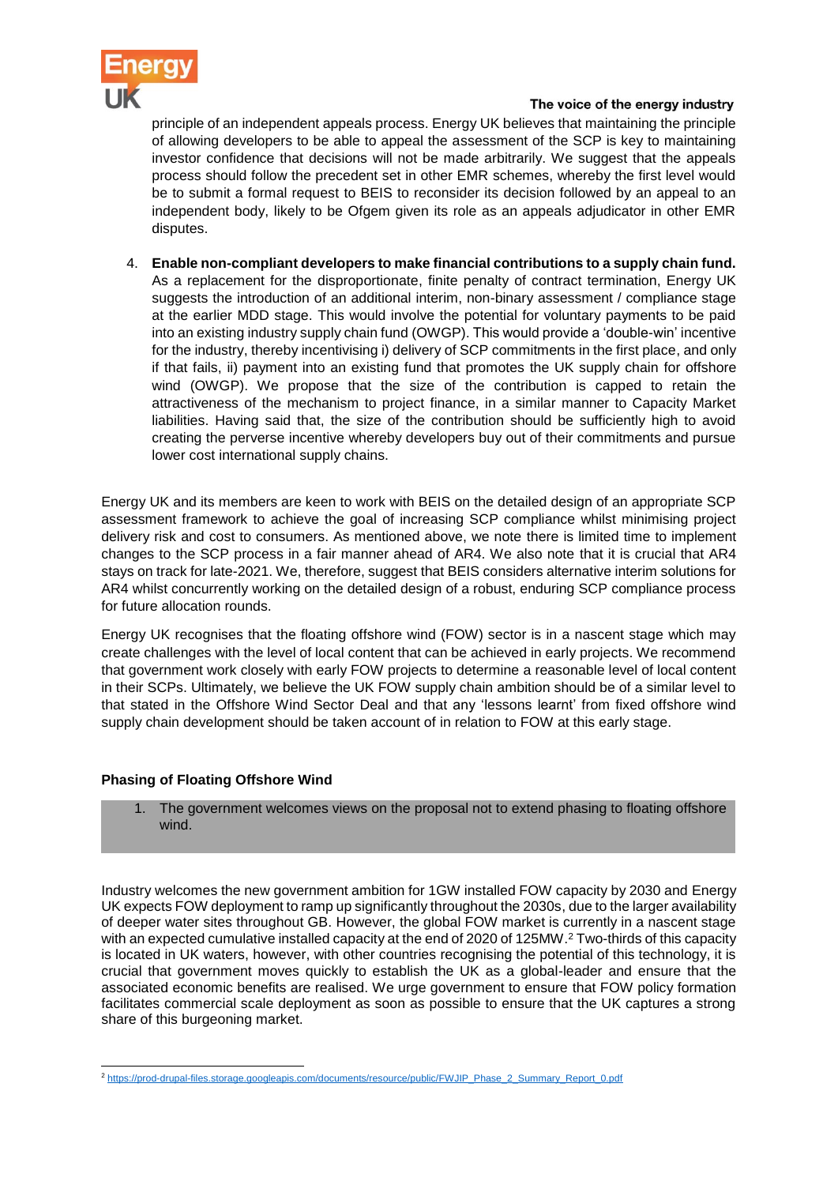principle of an independent appeals process. Energy UK believes that maintaining the principle of allowing developers to be able to appeal the assessment of the SCP is key to maintaining investor confidence that decisions will not be made arbitrarily. We suggest that the appeals process should follow the precedent set in other EMR schemes, whereby the first level would be to submit a formal request to BEIS to reconsider its decision followed by an appeal to an independent body, likely to be Ofgem given its role as an appeals adjudicator in other EMR disputes.

4. **Enable non-compliant developers to make financial contributions to a supply chain fund.** As a replacement for the disproportionate, finite penalty of contract termination, Energy UK suggests the introduction of an additional interim, non-binary assessment / compliance stage at the earlier MDD stage. This would involve the potential for voluntary payments to be paid into an existing industry supply chain fund (OWGP). This would provide a 'double-win' incentive for the industry, thereby incentivising i) delivery of SCP commitments in the first place, and only if that fails, ii) payment into an existing fund that promotes the UK supply chain for offshore wind (OWGP). We propose that the size of the contribution is capped to retain the attractiveness of the mechanism to project finance, in a similar manner to Capacity Market liabilities. Having said that, the size of the contribution should be sufficiently high to avoid creating the perverse incentive whereby developers buy out of their commitments and pursue lower cost international supply chains.

Energy UK and its members are keen to work with BEIS on the detailed design of an appropriate SCP assessment framework to achieve the goal of increasing SCP compliance whilst minimising project delivery risk and cost to consumers. As mentioned above, we note there is limited time to implement changes to the SCP process in a fair manner ahead of AR4. We also note that it is crucial that AR4 stays on track for late-2021. We, therefore, suggest that BEIS considers alternative interim solutions for AR4 whilst concurrently working on the detailed design of a robust, enduring SCP compliance process for future allocation rounds.

Energy UK recognises that the floating offshore wind (FOW) sector is in a nascent stage which may create challenges with the level of local content that can be achieved in early projects. We recommend that government work closely with early FOW projects to determine a reasonable level of local content in their SCPs. Ultimately, we believe the UK FOW supply chain ambition should be of a similar level to that stated in the Offshore Wind Sector Deal and that any 'lessons learnt' from fixed offshore wind supply chain development should be taken account of in relation to FOW at this early stage.

### Phasing of Floating Offshore Wind

1. The government welcomes views on the proposal not to extend phasing to floating offshore wind.

Industry welcomes the new government ambition for 1GW installed FOW capacity by 2030 and Energy UK expects FOW deployment to ramp up significantly throughout the 2030s, due to the larger availability of deeper water sites throughout GB. However, the global FOW market is currently in a nascent stage with an expected cumulative installed capacity at the end of 2020 of 125MW.[2] Two-thirds of this capacity is located in UK waters, however, with other countries recognising the potential of this technology, it is crucial that government moves quickly to establish the UK as a global-leader and ensure that the associated economic benefits are realised. We urge government to ensure that FOW policy formation facilitates commercial scale deployment as soon as possible to ensure that the UK captures a strong share of this burgeoning market.

[2] https://prod-drupal-files.storage.googleapis.com/documents/resource/public/FWJIP_Phase_2_Summary_Report_0.pdf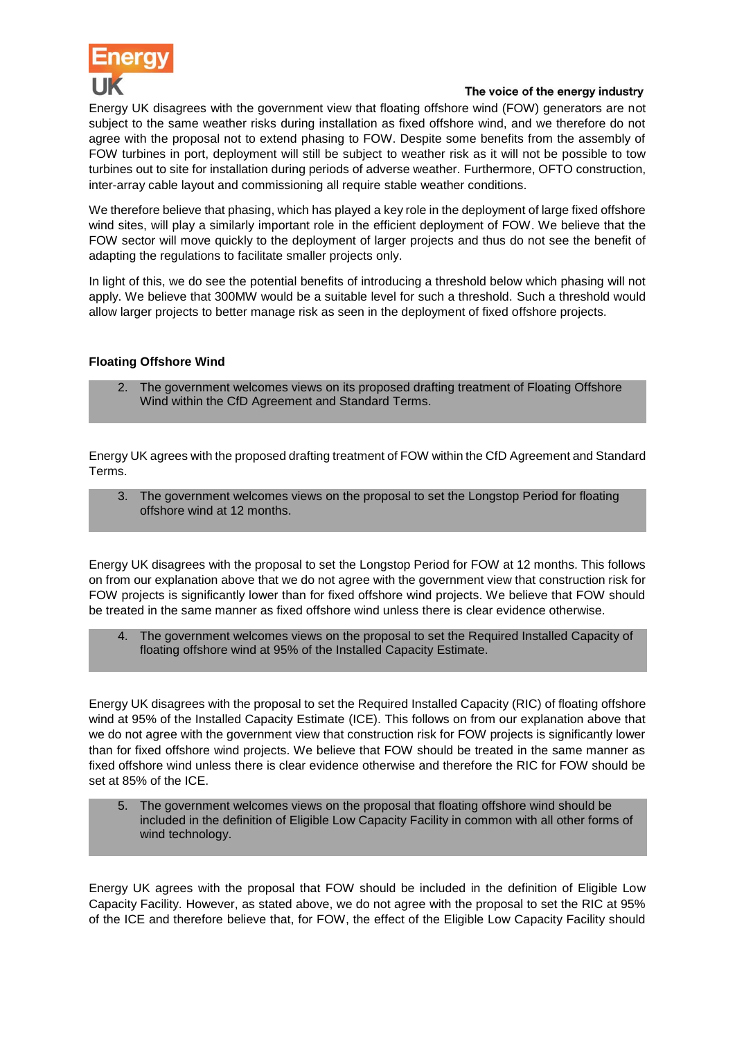Energy UK disagrees with the government view that floating offshore wind (FOW) generators are not subject to the same weather risks during installation as fixed offshore wind, and we therefore do not agree with the proposal not to extend phasing to FOW. Despite some benefits from the assembly of FOW turbines in port, deployment will still be subject to weather risk as it will not be possible to tow turbines out to site for installation during periods of adverse weather. Furthermore, OFTO construction, inter-array cable layout and commissioning all require stable weather conditions.

We therefore believe that phasing, which has played a key role in the deployment of large fixed offshore wind sites, will play a similarly important role in the efficient deployment of FOW. We believe that the FOW sector will move quickly to the deployment of larger projects and thus do not see the benefit of adapting the regulations to facilitate smaller projects only.

In light of this, we do see the potential benefits of introducing a threshold below which phasing will not apply. We believe that 300MW would be a suitable level for such a threshold. Such a threshold would allow larger projects to better manage risk as seen in the deployment of fixed offshore projects.

**Floating Offshore Wind**

> 2. The government welcomes views on its proposed drafting treatment of Floating Offshore Wind within the CfD Agreement and Standard Terms.

Energy UK agrees with the proposed drafting treatment of FOW within the CfD Agreement and Standard Terms.

> 3. The government welcomes views on the proposal to set the Longstop Period for floating offshore wind at 12 months.

Energy UK disagrees with the proposal to set the Longstop Period for FOW at 12 months. This follows on from our explanation above that we do not agree with the government view that construction risk for FOW projects is significantly lower than for fixed offshore wind projects. We believe that FOW should be treated in the same manner as fixed offshore wind unless there is clear evidence otherwise.

> 4. The government welcomes views on the proposal to set the Required Installed Capacity of floating offshore wind at 95% of the Installed Capacity Estimate.

Energy UK disagrees with the proposal to set the Required Installed Capacity (RIC) of floating offshore wind at 95% of the Installed Capacity Estimate (ICE). This follows on from our explanation above that we do not agree with the government view that construction risk for FOW projects is significantly lower than for fixed offshore wind projects. We believe that FOW should be treated in the same manner as fixed offshore wind unless there is clear evidence otherwise and therefore the RIC for FOW should be set at 85% of the ICE.

> 5. The government welcomes views on the proposal that floating offshore wind should be included in the definition of Eligible Low Capacity Facility in common with all other forms of wind technology.

Energy UK agrees with the proposal that FOW should be included in the definition of Eligible Low Capacity Facility. However, as stated above, we do not agree with the proposal to set the RIC at 95% of the ICE and therefore believe that, for FOW, the effect of the Eligible Low Capacity Facility should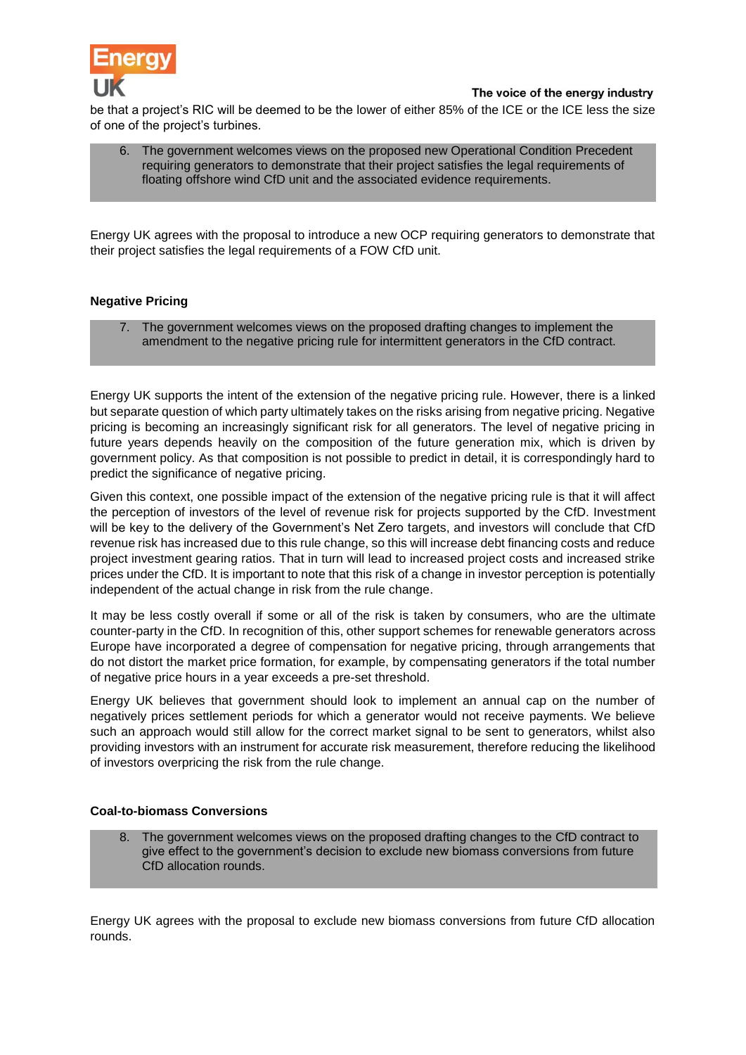be that a project's RIC will be deemed to be the lower of either 85% of the ICE or the ICE less the size of one of the project's turbines.

> 6. The government welcomes views on the proposed new Operational Condition Precedent requiring generators to demonstrate that their project satisfies the legal requirements of floating offshore wind CfD unit and the associated evidence requirements.

Energy UK agrees with the proposal to introduce a new OCP requiring generators to demonstrate that their project satisfies the legal requirements of a FOW CfD unit.

**Negative Pricing**

> 7. The government welcomes views on the proposed drafting changes to implement the amendment to the negative pricing rule for intermittent generators in the CfD contract.

Energy UK supports the intent of the extension of the negative pricing rule. However, there is a linked but separate question of which party ultimately takes on the risks arising from negative pricing. Negative pricing is becoming an increasingly significant risk for all generators. The level of negative pricing in future years depends heavily on the composition of the future generation mix, which is driven by government policy. As that composition is not possible to predict in detail, it is correspondingly hard to predict the significance of negative pricing.

Given this context, one possible impact of the extension of the negative pricing rule is that it will affect the perception of investors of the level of revenue risk for projects supported by the CfD. Investment will be key to the delivery of the Government's Net Zero targets, and investors will conclude that CfD revenue risk has increased due to this rule change, so this will increase debt financing costs and reduce project investment gearing ratios. That in turn will lead to increased project costs and increased strike prices under the CfD. It is important to note that this risk of a change in investor perception is potentially independent of the actual change in risk from the rule change.

It may be less costly overall if some or all of the risk is taken by consumers, who are the ultimate counter-party in the CfD. In recognition of this, other support schemes for renewable generators across Europe have incorporated a degree of compensation for negative pricing, through arrangements that do not distort the market price formation, for example, by compensating generators if the total number of negative price hours in a year exceeds a pre-set threshold.

Energy UK believes that government should look to implement an annual cap on the number of negatively prices settlement periods for which a generator would not receive payments. We believe such an approach would still allow for the correct market signal to be sent to generators, whilst also providing investors with an instrument for accurate risk measurement, therefore reducing the likelihood of investors overpricing the risk from the rule change.

**Coal-to-biomass Conversions**

> 8. The government welcomes views on the proposed drafting changes to the CfD contract to give effect to the government's decision to exclude new biomass conversions from future CfD allocation rounds.

Energy UK agrees with the proposal to exclude new biomass conversions from future CfD allocation rounds.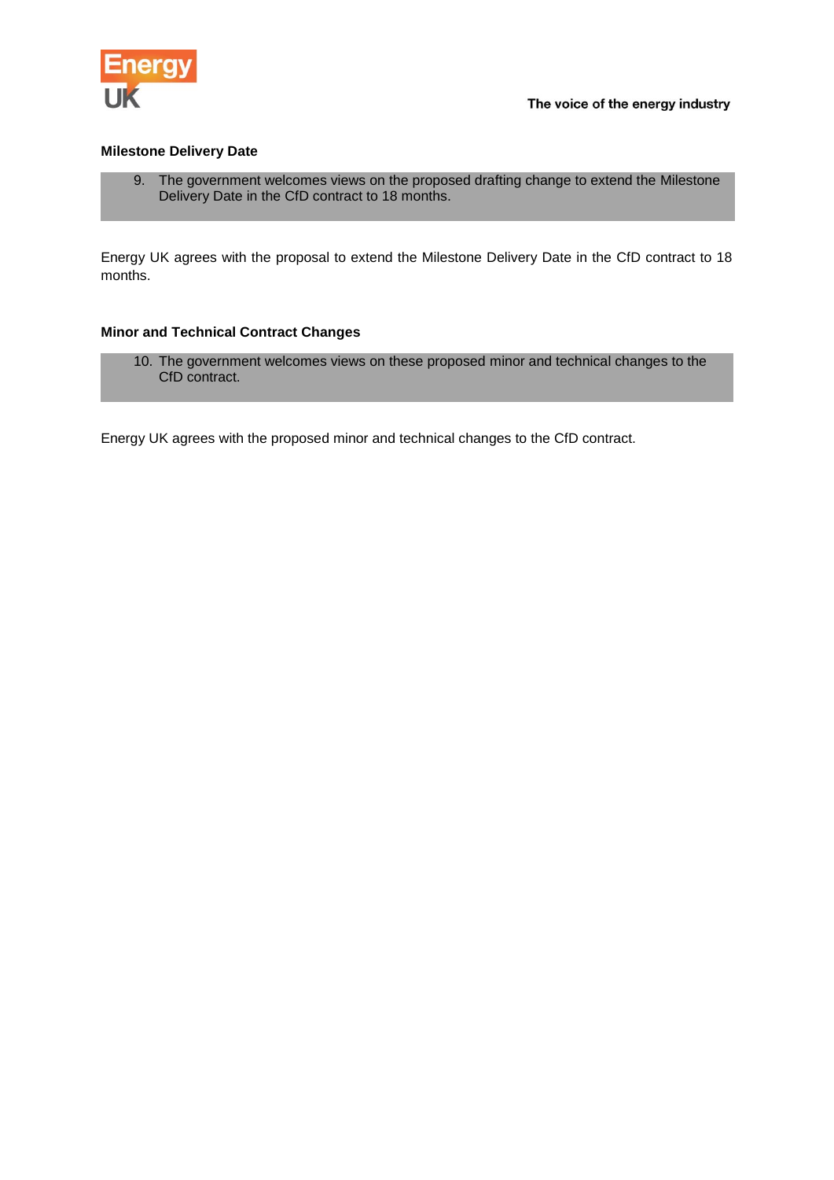**Milestone Delivery Date**

9. The government welcomes views on the proposed drafting change to extend the Milestone Delivery Date in the CfD contract to 18 months.

Energy UK agrees with the proposal to extend the Milestone Delivery Date in the CfD contract to 18 months.

**Minor and Technical Contract Changes**

10. The government welcomes views on these proposed minor and technical changes to the CfD contract.

Energy UK agrees with the proposed minor and technical changes to the CfD contract.